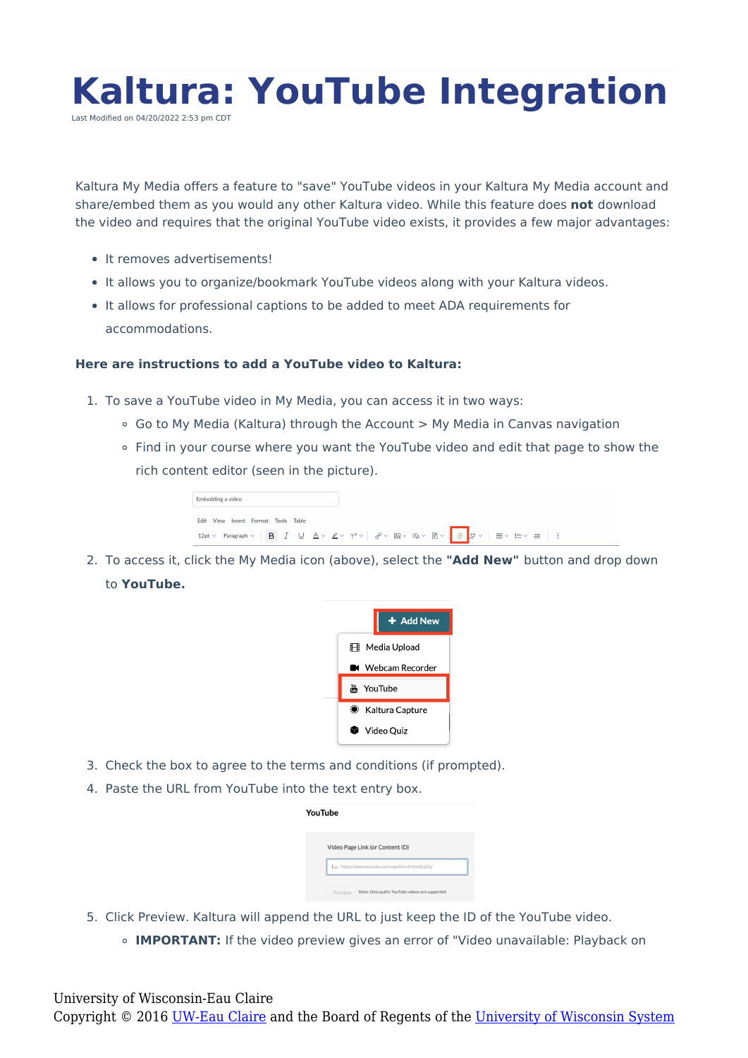# Kaltura: YouTube Integration

Last Modified on 04/20/2022 2:53 pm CDT

Kaltura My Media offers a feature to "save" YouTube videos in your Kaltura My Media account and share/embed them as you would any other Kaltura video. While this feature does **not** download the video and requires that the original YouTube video exists, it provides a few major advantages:

- It removes advertisements!
- It allows you to organize/bookmark YouTube videos along with your Kaltura videos.
- It allows for professional captions to be added to meet ADA requirements for accommodations.

**Here are instructions to add a YouTube video to Kaltura:**

1. To save a YouTube video in My Media, you can access it in two ways:
   - Go to My Media (Kaltura) through the Account > My Media in Canvas navigation
   - Find in your course where you want the YouTube video and edit that page to show the rich content editor (seen in the picture).
2. To access it, click the My Media icon (above), select the **"Add New"** button and drop down to **YouTube.**
3. Check the box to agree to the terms and conditions (if prompted).
4. Paste the URL from YouTube into the text entry box.
5. Click Preview. Kaltura will append the URL to just keep the ID of the YouTube video.
   - **IMPORTANT:** If the video preview gives an error of "Video unavailable: Playback on

University of Wisconsin-Eau Claire
Copyright © 2016 UW-Eau Claire and the Board of Regents of the University of Wisconsin System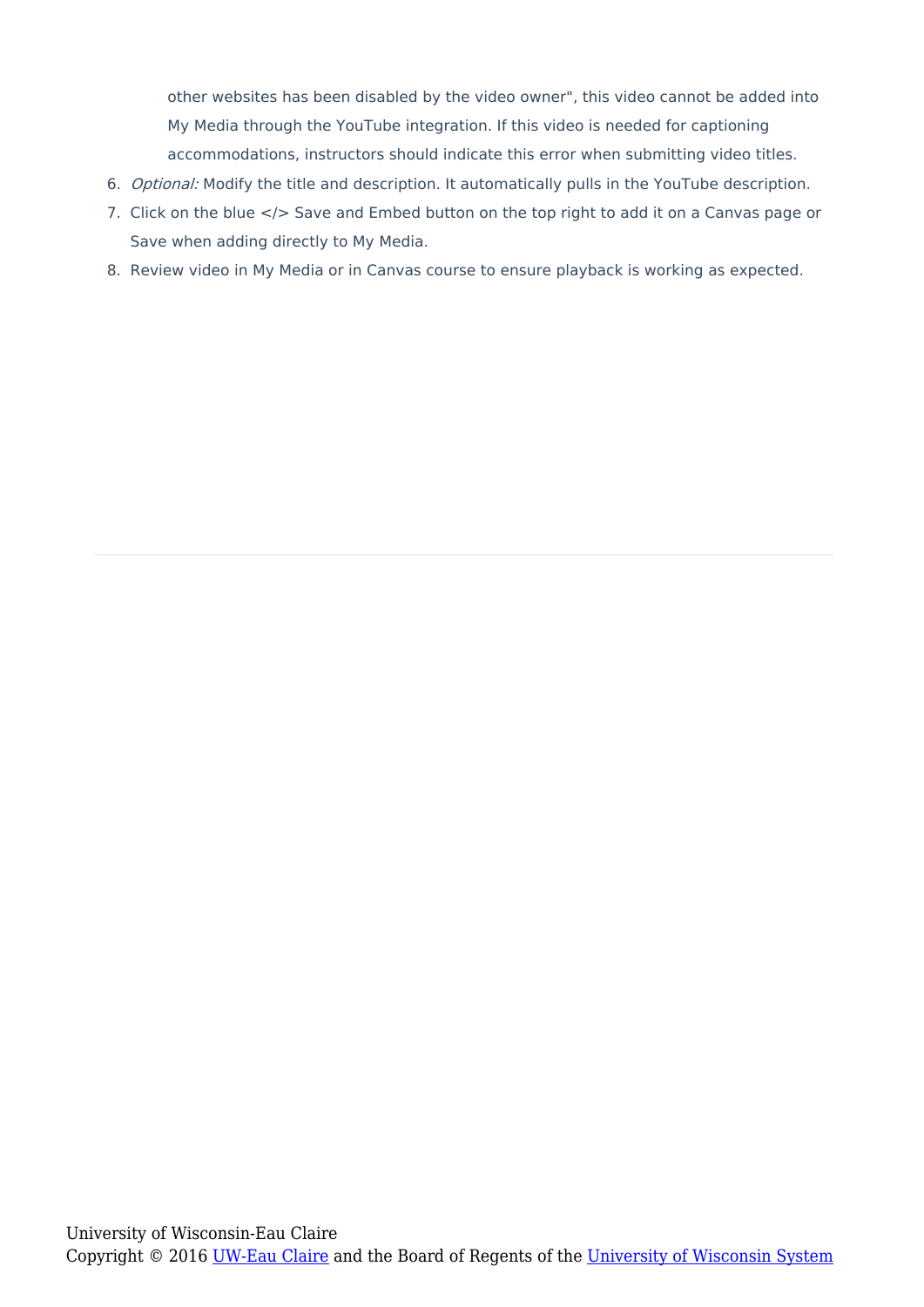other websites has been disabled by the video owner", this video cannot be added into My Media through the YouTube integration. If this video is needed for captioning accommodations, instructors should indicate this error when submitting video titles.

6. *Optional:* Modify the title and description. It automatically pulls in the YouTube description.
7. Click on the blue </> Save and Embed button on the top right to add it on a Canvas page or Save when adding directly to My Media.
8. Review video in My Media or in Canvas course to ensure playback is working as expected.

---

University of Wisconsin-Eau Claire
Copyright © 2016 UW-Eau Claire and the Board of Regents of the University of Wisconsin System